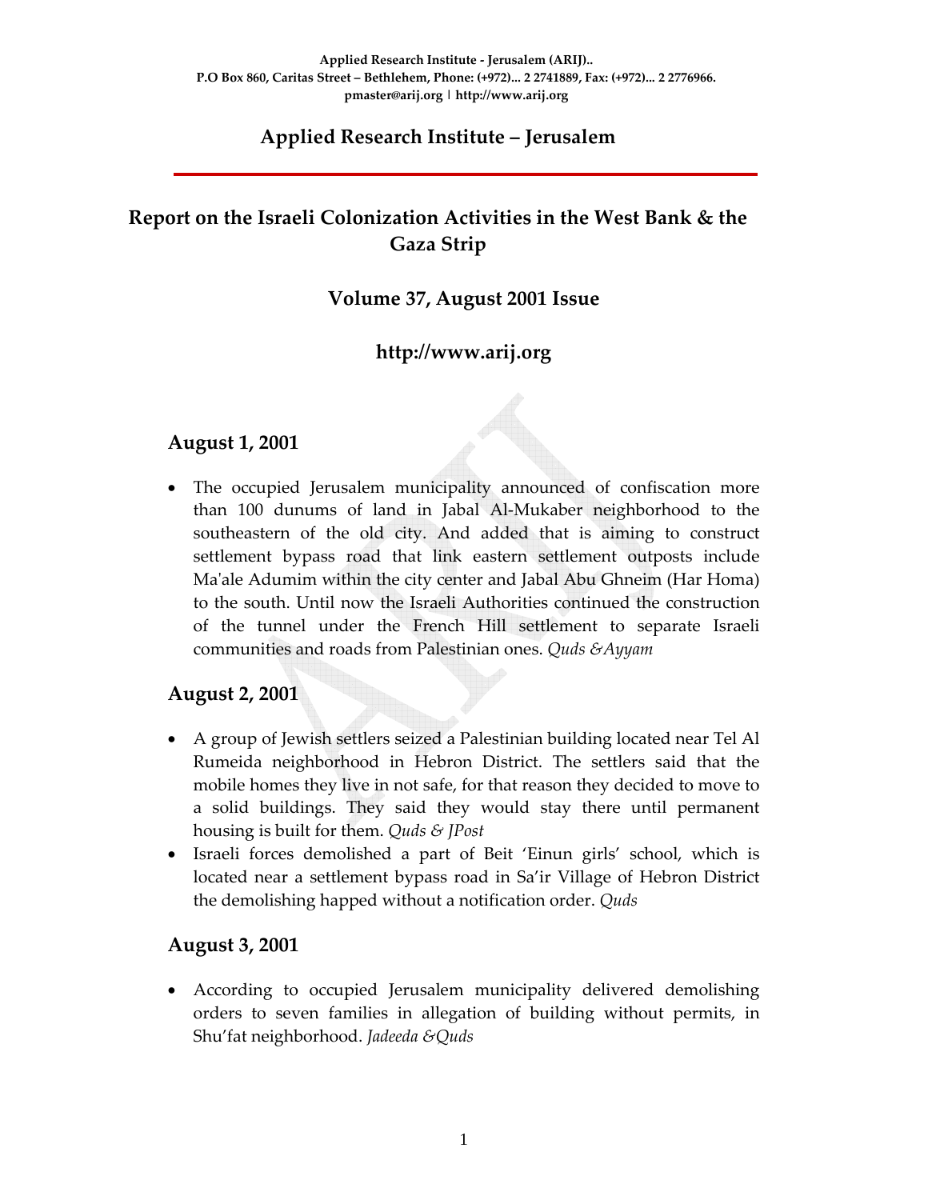Applied Research Institute - Jerusalem (ARIJ)..
P.O Box 860, Caritas Street – Bethlehem, Phone: (+972)... 2 2741889, Fax: (+972)... 2 2776966.
pmaster@arij.org | http://www.arij.org

# Applied Research Institute – Jerusalem

## Report on the Israeli Colonization Activities in the West Bank & the Gaza Strip

### Volume 37, August 2001 Issue

### http://www.arij.org

### August 1, 2001

- The occupied Jerusalem municipality announced of confiscation more than 100 dunums of land in Jabal Al-Mukaber neighborhood to the southeastern of the old city. And added that is aiming to construct settlement bypass road that link eastern settlement outposts include Ma'ale Adumim within the city center and Jabal Abu Ghneim (Har Homa) to the south. Until now the Israeli Authorities continued the construction of the tunnel under the French Hill settlement to separate Israeli communities and roads from Palestinian ones. *Quds &Ayyam*

### August 2, 2001

- A group of Jewish settlers seized a Palestinian building located near Tel Al Rumeida neighborhood in Hebron District. The settlers said that the mobile homes they live in not safe, for that reason they decided to move to a solid buildings. They said they would stay there until permanent housing is built for them. *Quds & JPost*
- Israeli forces demolished a part of Beit 'Einun girls' school, which is located near a settlement bypass road in Sa'ir Village of Hebron District the demolishing happed without a notification order. *Quds*

### August 3, 2001

- According to occupied Jerusalem municipality delivered demolishing orders to seven families in allegation of building without permits, in Shu'fat neighborhood. *Jadeeda &Quds*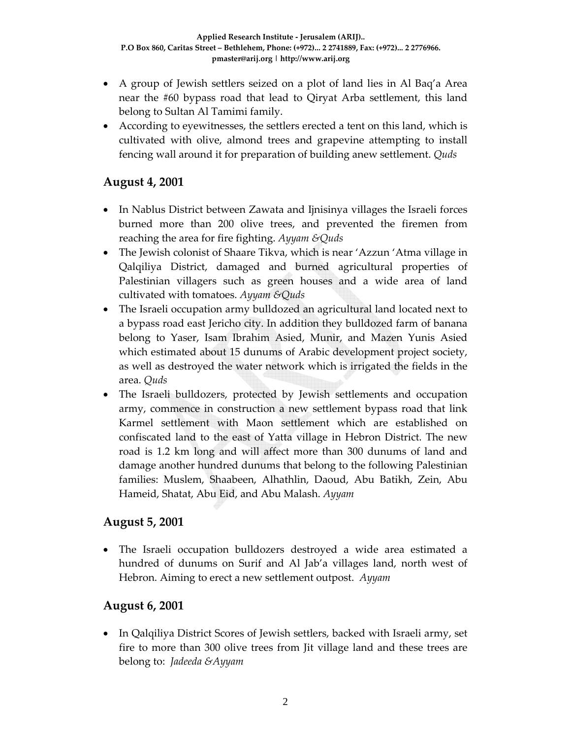- A group of Jewish settlers seized on a plot of land lies in Al Baq'a Area near the #60 bypass road that lead to Qiryat Arba settlement, this land belong to Sultan Al Tamimi family.
- According to eyewitnesses, the settlers erected a tent on this land, which is cultivated with olive, almond trees and grapevine attempting to install fencing wall around it for preparation of building anew settlement. *Quds*

## August 4, 2001

- In Nablus District between Zawata and Ijnisinya villages the Israeli forces burned more than 200 olive trees, and prevented the firemen from reaching the area for fire fighting. *Ayyam &Quds*
- The Jewish colonist of Shaare Tikva, which is near 'Azzun 'Atma village in Qalqiliya District, damaged and burned agricultural properties of Palestinian villagers such as green houses and a wide area of land cultivated with tomatoes. *Ayyam &Quds*
- The Israeli occupation army bulldozed an agricultural land located next to a bypass road east Jericho city. In addition they bulldozed farm of banana belong to Yaser, Isam Ibrahim Asied, Munir, and Mazen Yunis Asied which estimated about 15 dunums of Arabic development project society, as well as destroyed the water network which is irrigated the fields in the area. *Quds*
- The Israeli bulldozers, protected by Jewish settlements and occupation army, commence in construction a new settlement bypass road that link Karmel settlement with Maon settlement which are established on confiscated land to the east of Yatta village in Hebron District. The new road is 1.2 km long and will affect more than 300 dunums of land and damage another hundred dunums that belong to the following Palestinian families: Muslem, Shaabeen, Alhathlin, Daoud, Abu Batikh, Zein, Abu Hameid, Shatat, Abu Eid, and Abu Malash. *Ayyam*

## August 5, 2001

- The Israeli occupation bulldozers destroyed a wide area estimated a hundred of dunums on Surif and Al Jab'a villages land, north west of Hebron. Aiming to erect a new settlement outpost. *Ayyam*

## August 6, 2001

- In Qalqiliya District Scores of Jewish settlers, backed with Israeli army, set fire to more than 300 olive trees from Jit village land and these trees are belong to: *Jadeeda &Ayyam*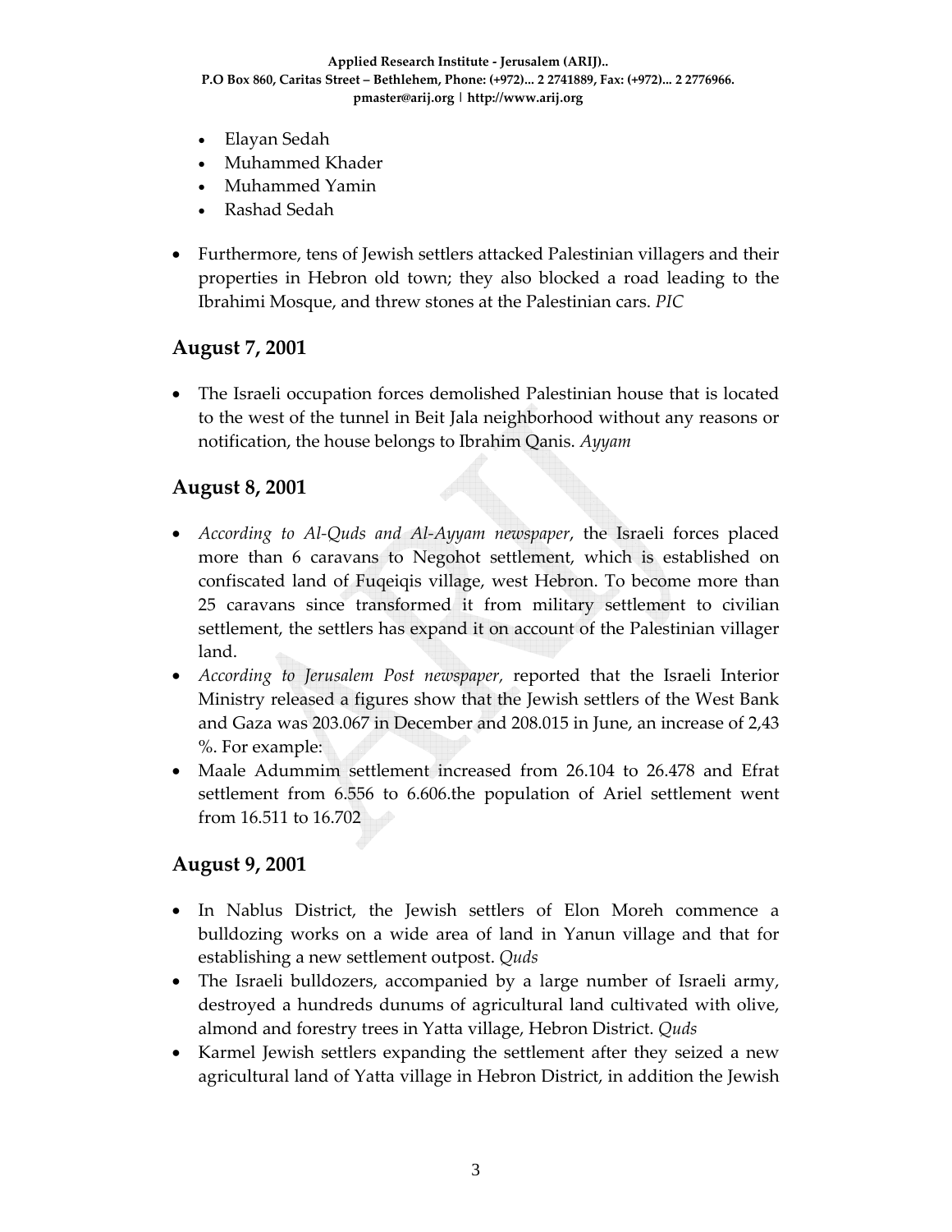- Elayan Sedah
- Muhammed Khader
- Muhammed Yamin
- Rashad Sedah

- Furthermore, tens of Jewish settlers attacked Palestinian villagers and their properties in Hebron old town; they also blocked a road leading to the Ibrahimi Mosque, and threw stones at the Palestinian cars. *PIC*

## August 7, 2001

- The Israeli occupation forces demolished Palestinian house that is located to the west of the tunnel in Beit Jala neighborhood without any reasons or notification, the house belongs to Ibrahim Qanis. *Ayyam*

## August 8, 2001

- *According to Al-Quds and Al-Ayyam newspaper*, the Israeli forces placed more than 6 caravans to Negohot settlement, which is established on confiscated land of Fuqeiqis village, west Hebron. To become more than 25 caravans since transformed it from military settlement to civilian settlement, the settlers has expand it on account of the Palestinian villager land.
- *According to Jerusalem Post newspaper,* reported that the Israeli Interior Ministry released a figures show that the Jewish settlers of the West Bank and Gaza was 203.067 in December and 208.015 in June, an increase of 2,43 %. For example:
- Maale Adummim settlement increased from 26.104 to 26.478 and Efrat settlement from 6.556 to 6.606.the population of Ariel settlement went from 16.511 to 16.702

## August 9, 2001

- In Nablus District, the Jewish settlers of Elon Moreh commence a bulldozing works on a wide area of land in Yanun village and that for establishing a new settlement outpost. *Quds*
- The Israeli bulldozers, accompanied by a large number of Israeli army, destroyed a hundreds dunums of agricultural land cultivated with olive, almond and forestry trees in Yatta village, Hebron District. *Quds*
- Karmel Jewish settlers expanding the settlement after they seized a new agricultural land of Yatta village in Hebron District, in addition the Jewish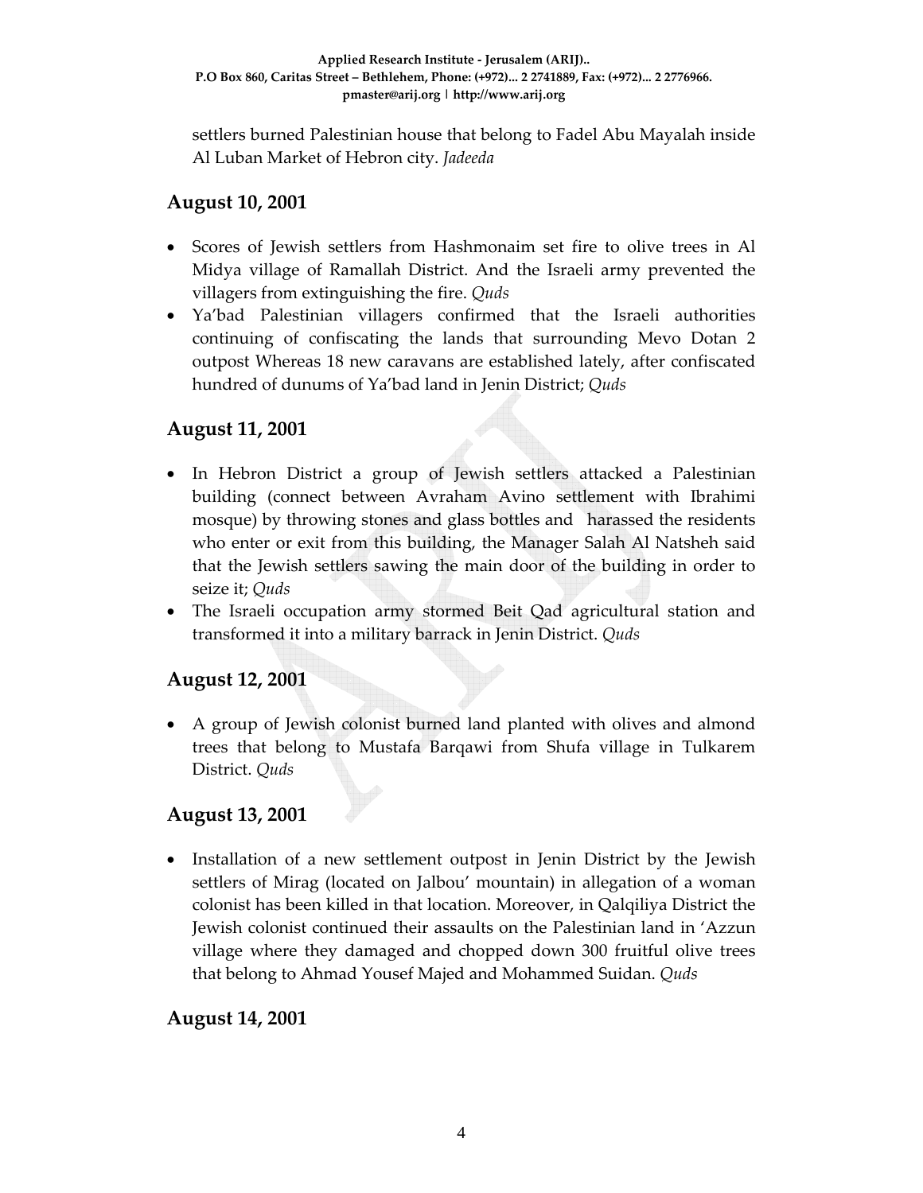settlers burned Palestinian house that belong to Fadel Abu Mayalah inside Al Luban Market of Hebron city. *Jadeeda*

## August 10, 2001

- Scores of Jewish settlers from Hashmonaim set fire to olive trees in Al Midya village of Ramallah District. And the Israeli army prevented the villagers from extinguishing the fire. *Quds*
- Ya'bad Palestinian villagers confirmed that the Israeli authorities continuing of confiscating the lands that surrounding Mevo Dotan 2 outpost Whereas 18 new caravans are established lately, after confiscated hundred of dunums of Ya'bad land in Jenin District; *Quds*

## August 11, 2001

- In Hebron District a group of Jewish settlers attacked a Palestinian building (connect between Avraham Avino settlement with Ibrahimi mosque) by throwing stones and glass bottles and harassed the residents who enter or exit from this building, the Manager Salah Al Natsheh said that the Jewish settlers sawing the main door of the building in order to seize it; *Quds*
- The Israeli occupation army stormed Beit Qad agricultural station and transformed it into a military barrack in Jenin District. *Quds*

## August 12, 2001

- A group of Jewish colonist burned land planted with olives and almond trees that belong to Mustafa Barqawi from Shufa village in Tulkarem District. *Quds*

## August 13, 2001

- Installation of a new settlement outpost in Jenin District by the Jewish settlers of Mirag (located on Jalbou' mountain) in allegation of a woman colonist has been killed in that location. Moreover, in Qalqiliya District the Jewish colonist continued their assaults on the Palestinian land in 'Azzun village where they damaged and chopped down 300 fruitful olive trees that belong to Ahmad Yousef Majed and Mohammed Suidan. *Quds*

## August 14, 2001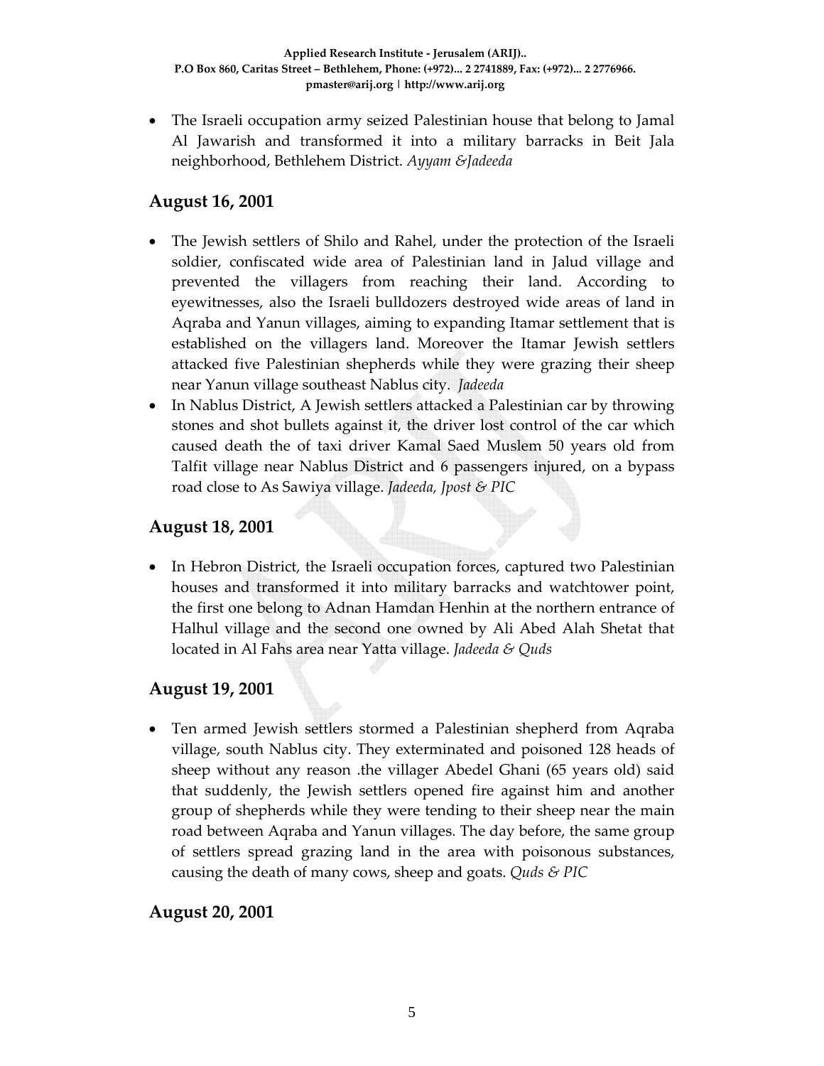- The Israeli occupation army seized Palestinian house that belong to Jamal Al Jawarish and transformed it into a military barracks in Beit Jala neighborhood, Bethlehem District. *Ayyam &Jadeeda*

## August 16, 2001

- The Jewish settlers of Shilo and Rahel, under the protection of the Israeli soldier, confiscated wide area of Palestinian land in Jalud village and prevented the villagers from reaching their land. According to eyewitnesses, also the Israeli bulldozers destroyed wide areas of land in Aqraba and Yanun villages, aiming to expanding Itamar settlement that is established on the villagers land. Moreover the Itamar Jewish settlers attacked five Palestinian shepherds while they were grazing their sheep near Yanun village southeast Nablus city. *Jadeeda*
- In Nablus District, A Jewish settlers attacked a Palestinian car by throwing stones and shot bullets against it, the driver lost control of the car which caused death the of taxi driver Kamal Saed Muslem 50 years old from Talfit village near Nablus District and 6 passengers injured, on a bypass road close to As Sawiya village. *Jadeeda, Jpost & PIC*

## August 18, 2001

- In Hebron District, the Israeli occupation forces, captured two Palestinian houses and transformed it into military barracks and watchtower point, the first one belong to Adnan Hamdan Henhin at the northern entrance of Halhul village and the second one owned by Ali Abed Alah Shetat that located in Al Fahs area near Yatta village. *Jadeeda & Quds*

## August 19, 2001

- Ten armed Jewish settlers stormed a Palestinian shepherd from Aqraba village, south Nablus city. They exterminated and poisoned 128 heads of sheep without any reason .the villager Abedel Ghani (65 years old) said that suddenly, the Jewish settlers opened fire against him and another group of shepherds while they were tending to their sheep near the main road between Aqraba and Yanun villages. The day before, the same group of settlers spread grazing land in the area with poisonous substances, causing the death of many cows, sheep and goats. *Quds & PIC*

## August 20, 2001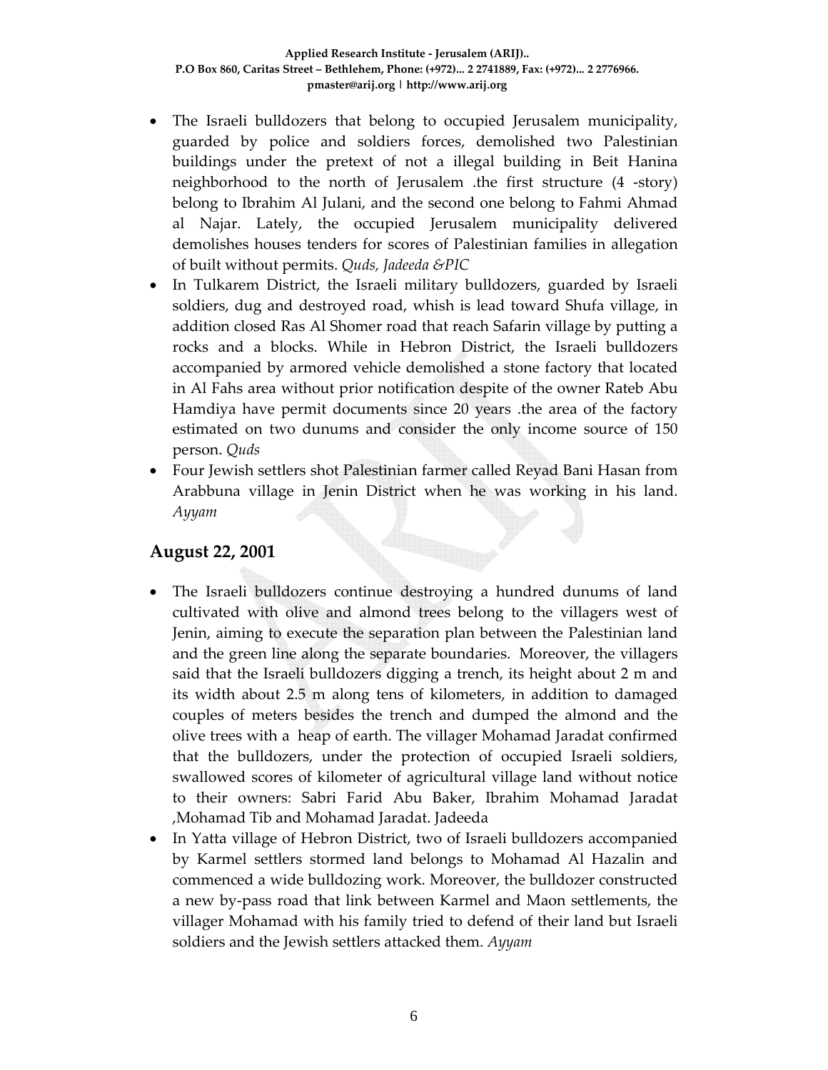- The Israeli bulldozers that belong to occupied Jerusalem municipality, guarded by police and soldiers forces, demolished two Palestinian buildings under the pretext of not a illegal building in Beit Hanina neighborhood to the north of Jerusalem .the first structure (4 -story) belong to Ibrahim Al Julani, and the second one belong to Fahmi Ahmad al Najar. Lately, the occupied Jerusalem municipality delivered demolishes houses tenders for scores of Palestinian families in allegation of built without permits. *Quds, Jadeeda &PIC*
- In Tulkarem District, the Israeli military bulldozers, guarded by Israeli soldiers, dug and destroyed road, whish is lead toward Shufa village, in addition closed Ras Al Shomer road that reach Safarin village by putting a rocks and a blocks. While in Hebron District, the Israeli bulldozers accompanied by armored vehicle demolished a stone factory that located in Al Fahs area without prior notification despite of the owner Rateb Abu Hamdiya have permit documents since 20 years .the area of the factory estimated on two dunums and consider the only income source of 150 person. *Quds*
- Four Jewish settlers shot Palestinian farmer called Reyad Bani Hasan from Arabbuna village in Jenin District when he was working in his land. *Ayyam*

## August 22, 2001

- The Israeli bulldozers continue destroying a hundred dunums of land cultivated with olive and almond trees belong to the villagers west of Jenin, aiming to execute the separation plan between the Palestinian land and the green line along the separate boundaries. Moreover, the villagers said that the Israeli bulldozers digging a trench, its height about 2 m and its width about 2.5 m along tens of kilometers, in addition to damaged couples of meters besides the trench and dumped the almond and the olive trees with a heap of earth. The villager Mohamad Jaradat confirmed that the bulldozers, under the protection of occupied Israeli soldiers, swallowed scores of kilometer of agricultural village land without notice to their owners: Sabri Farid Abu Baker, Ibrahim Mohamad Jaradat ,Mohamad Tib and Mohamad Jaradat. Jadeeda
- In Yatta village of Hebron District, two of Israeli bulldozers accompanied by Karmel settlers stormed land belongs to Mohamad Al Hazalin and commenced a wide bulldozing work. Moreover, the bulldozer constructed a new by-pass road that link between Karmel and Maon settlements, the villager Mohamad with his family tried to defend of their land but Israeli soldiers and the Jewish settlers attacked them. *Ayyam*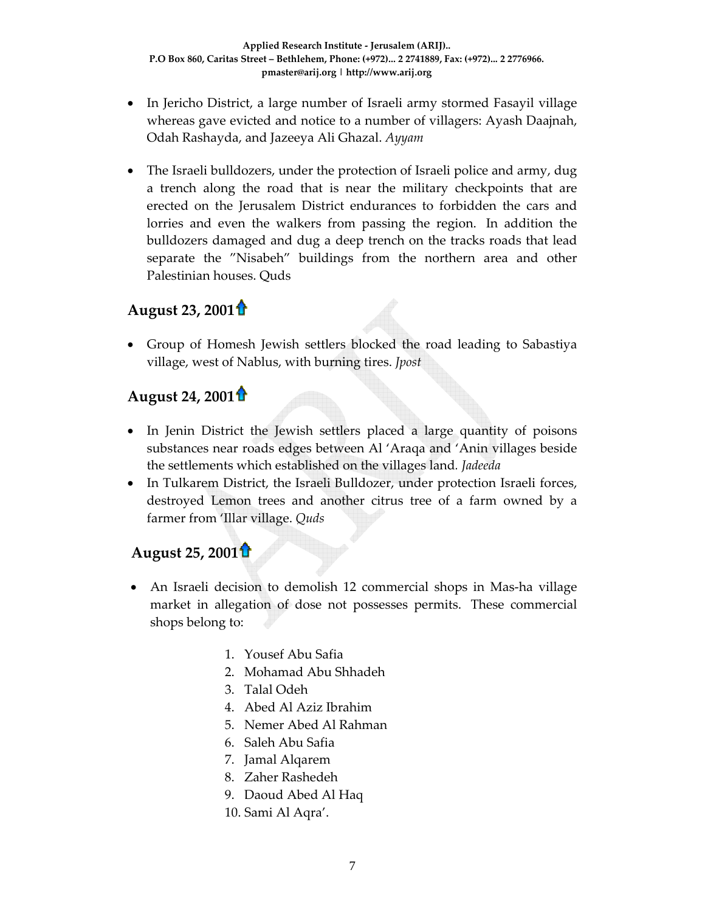- In Jericho District, a large number of Israeli army stormed Fasayil village whereas gave evicted and notice to a number of villagers: Ayash Daajnah, Odah Rashayda, and Jazeeya Ali Ghazal. *Ayyam*

- The Israeli bulldozers, under the protection of Israeli police and army, dug a trench along the road that is near the military checkpoints that are erected on the Jerusalem District endurances to forbidden the cars and lorries and even the walkers from passing the region. In addition the bulldozers damaged and dug a deep trench on the tracks roads that lead separate the "Nisabeh" buildings from the northern area and other Palestinian houses. Quds

## August 23, 2001

- Group of Homesh Jewish settlers blocked the road leading to Sabastiya village, west of Nablus, with burning tires. *Jpost*

## August 24, 2001

- In Jenin District the Jewish settlers placed a large quantity of poisons substances near roads edges between Al 'Araqa and 'Anin villages beside the settlements which established on the villages land. *Jadeeda*
- In Tulkarem District, the Israeli Bulldozer, under protection Israeli forces, destroyed Lemon trees and another citrus tree of a farm owned by a farmer from 'Illar village. *Quds*

## August 25, 2001

- An Israeli decision to demolish 12 commercial shops in Mas-ha village market in allegation of dose not possesses permits. These commercial shops belong to:

  1. Yousef Abu Safia
  2. Mohamad Abu Shhadeh
  3. Talal Odeh
  4. Abed Al Aziz Ibrahim
  5. Nemer Abed Al Rahman
  6. Saleh Abu Safia
  7. Jamal Alqarem
  8. Zaher Rashedeh
  9. Daoud Abed Al Haq
  10. Sami Al Aqra'.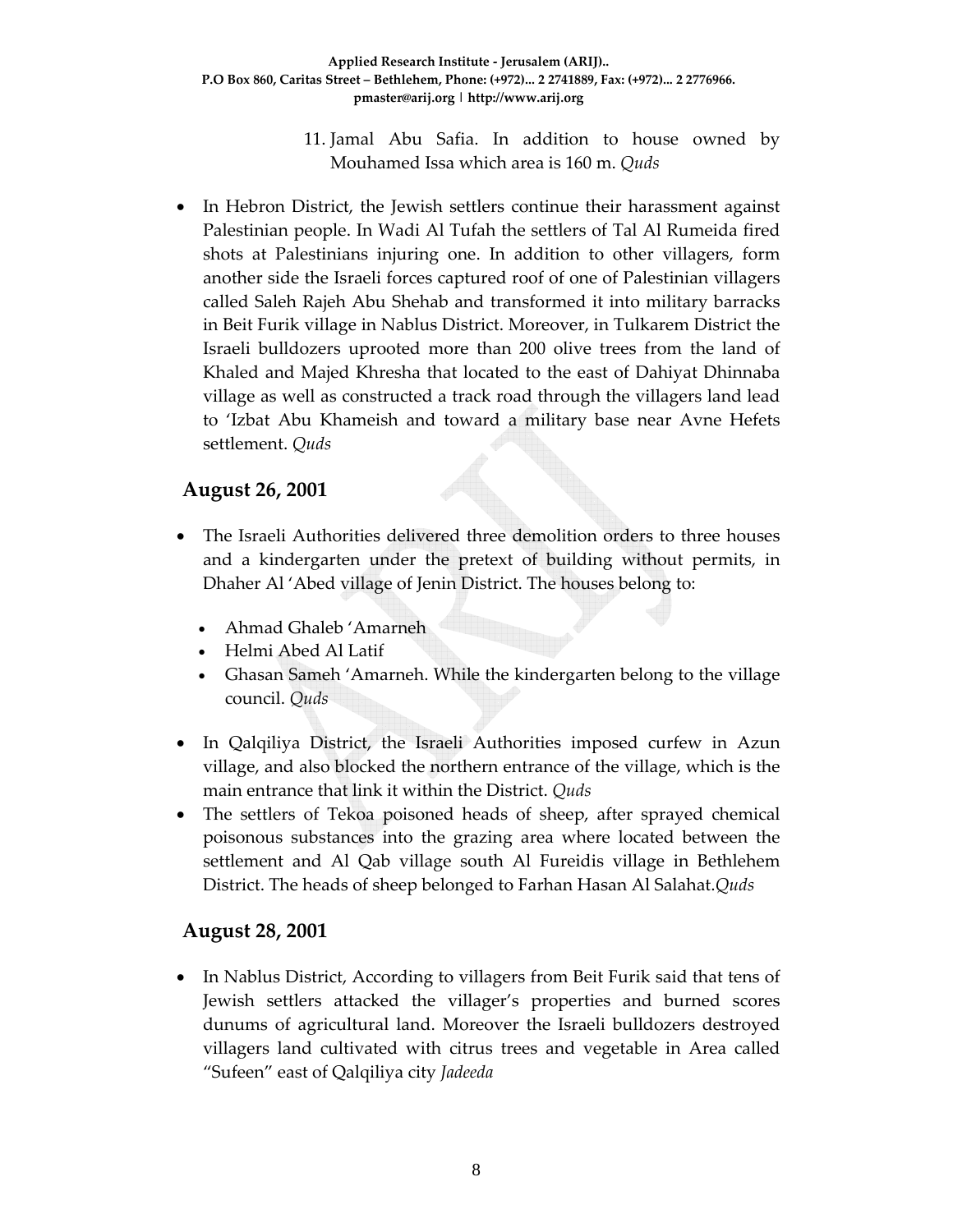11. Jamal Abu Safia. In addition to house owned by Mouhamed Issa which area is 160 m. *Quds*

- In Hebron District, the Jewish settlers continue their harassment against Palestinian people. In Wadi Al Tufah the settlers of Tal Al Rumeida fired shots at Palestinians injuring one. In addition to other villagers, form another side the Israeli forces captured roof of one of Palestinian villagers called Saleh Rajeh Abu Shehab and transformed it into military barracks in Beit Furik village in Nablus District. Moreover, in Tulkarem District the Israeli bulldozers uprooted more than 200 olive trees from the land of Khaled and Majed Khresha that located to the east of Dahiyat Dhinnaba village as well as constructed a track road through the villagers land lead to 'Izbat Abu Khameish and toward a military base near Avne Hefets settlement. *Quds*

## August 26, 2001

- The Israeli Authorities delivered three demolition orders to three houses and a kindergarten under the pretext of building without permits, in Dhaher Al 'Abed village of Jenin District. The houses belong to:
  - Ahmad Ghaleb 'Amarneh
  - Helmi Abed Al Latif
  - Ghasan Sameh 'Amarneh. While the kindergarten belong to the village council. *Quds*
- In Qalqiliya District, the Israeli Authorities imposed curfew in Azun village, and also blocked the northern entrance of the village, which is the main entrance that link it within the District. *Quds*
- The settlers of Tekoa poisoned heads of sheep, after sprayed chemical poisonous substances into the grazing area where located between the settlement and Al Qab village south Al Fureidis village in Bethlehem District. The heads of sheep belonged to Farhan Hasan Al Salahat.*Quds*

## August 28, 2001

- In Nablus District, According to villagers from Beit Furik said that tens of Jewish settlers attacked the villager's properties and burned scores dunums of agricultural land. Moreover the Israeli bulldozers destroyed villagers land cultivated with citrus trees and vegetable in Area called "Sufeen" east of Qalqiliya city *Jadeeda*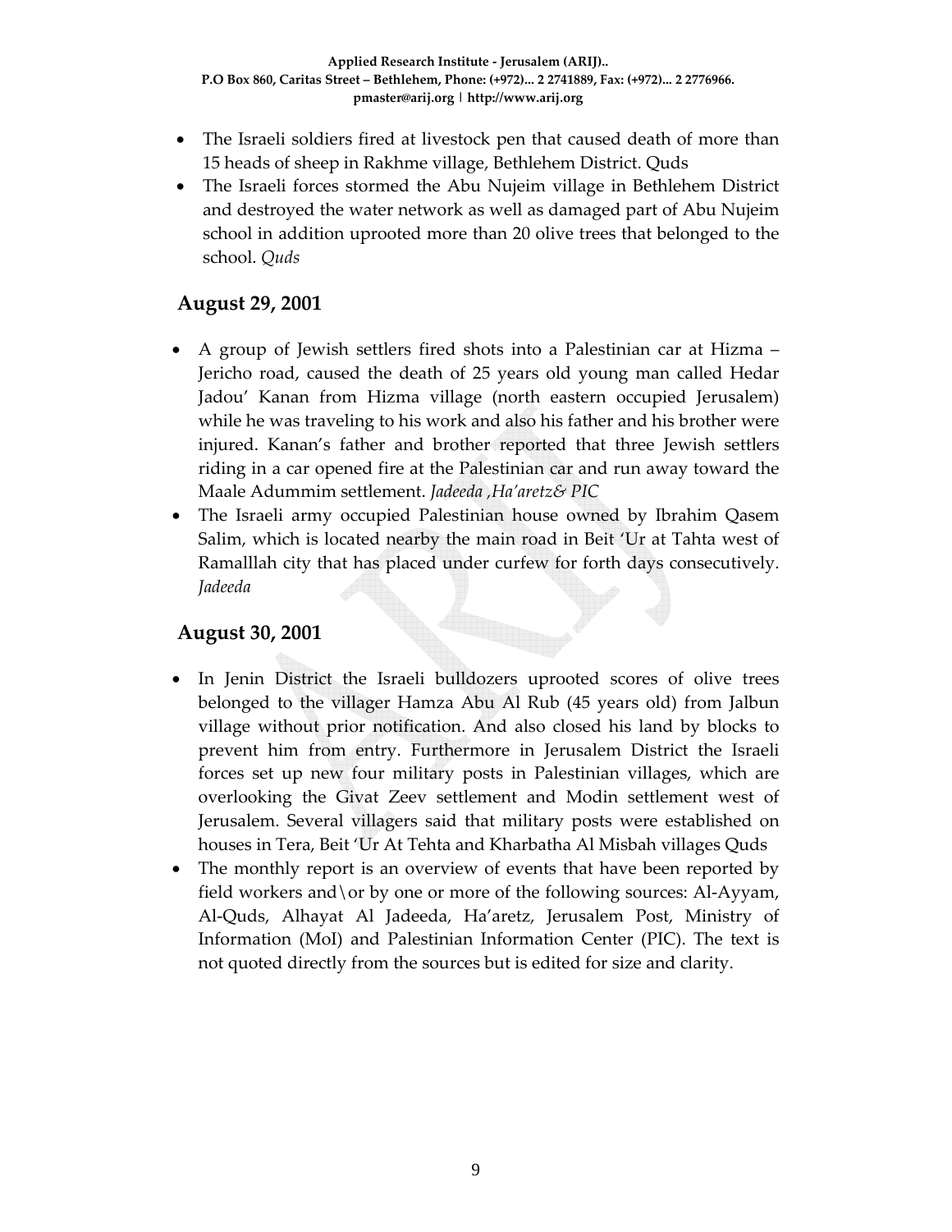- The Israeli soldiers fired at livestock pen that caused death of more than 15 heads of sheep in Rakhme village, Bethlehem District. Quds
- The Israeli forces stormed the Abu Nujeim village in Bethlehem District and destroyed the water network as well as damaged part of Abu Nujeim school in addition uprooted more than 20 olive trees that belonged to the school. *Quds*

## August 29, 2001

- A group of Jewish settlers fired shots into a Palestinian car at Hizma – Jericho road, caused the death of 25 years old young man called Hedar Jadou' Kanan from Hizma village (north eastern occupied Jerusalem) while he was traveling to his work and also his father and his brother were injured. Kanan's father and brother reported that three Jewish settlers riding in a car opened fire at the Palestinian car and run away toward the Maale Adummim settlement. *Jadeeda ,Ha'aretz& PIC*
- The Israeli army occupied Palestinian house owned by Ibrahim Qasem Salim, which is located nearby the main road in Beit 'Ur at Tahta west of Ramalllah city that has placed under curfew for forth days consecutively. *Jadeeda*

## August 30, 2001

- In Jenin District the Israeli bulldozers uprooted scores of olive trees belonged to the villager Hamza Abu Al Rub (45 years old) from Jalbun village without prior notification. And also closed his land by blocks to prevent him from entry. Furthermore in Jerusalem District the Israeli forces set up new four military posts in Palestinian villages, which are overlooking the Givat Zeev settlement and Modin settlement west of Jerusalem. Several villagers said that military posts were established on houses in Tera, Beit 'Ur At Tehta and Kharbatha Al Misbah villages Quds
- The monthly report is an overview of events that have been reported by field workers and\or by one or more of the following sources: Al-Ayyam, Al-Quds, Alhayat Al Jadeeda, Ha'aretz, Jerusalem Post, Ministry of Information (MoI) and Palestinian Information Center (PIC). The text is not quoted directly from the sources but is edited for size and clarity.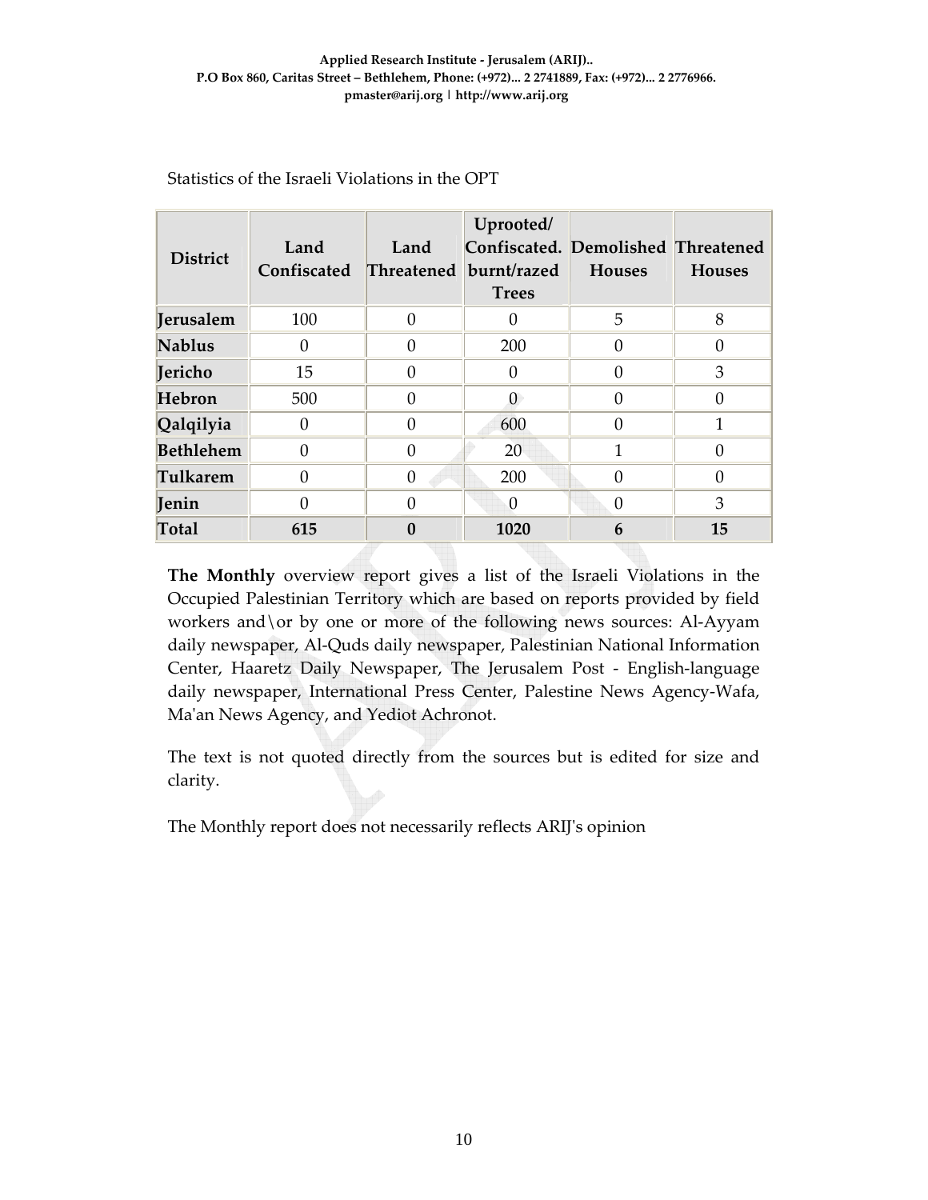Statistics of the Israeli Violations in the OPT

| District | Land Confiscated | Land Threatened | Uprooted/ Confiscated. burnt/razed Trees | Demolished Houses | Threatened Houses |
|---|---|---|---|---|---|
| **Jerusalem** | 100 | 0 | 0 | 5 | 8 |
| **Nablus** | 0 | 0 | 200 | 0 | 0 |
| **Jericho** | 15 | 0 | 0 | 0 | 3 |
| **Hebron** | 500 | 0 | 0 | 0 | 0 |
| **Qalqilyia** | 0 | 0 | 600 | 0 | 1 |
| **Bethlehem** | 0 | 0 | 20 | 1 | 0 |
| **Tulkarem** | 0 | 0 | 200 | 0 | 0 |
| **Jenin** | 0 | 0 | 0 | 0 | 3 |
| **Total** | **615** | **0** | **1020** | **6** | **15** |

**The Monthly** overview report gives a list of the Israeli Violations in the Occupied Palestinian Territory which are based on reports provided by field workers and\or by one or more of the following news sources: Al-Ayyam daily newspaper, Al-Quds daily newspaper, Palestinian National Information Center, Haaretz Daily Newspaper, The Jerusalem Post - English-language daily newspaper, International Press Center, Palestine News Agency-Wafa, Ma'an News Agency, and Yediot Achronot.

The text is not quoted directly from the sources but is edited for size and clarity.

The Monthly report does not necessarily reflects ARIJ's opinion